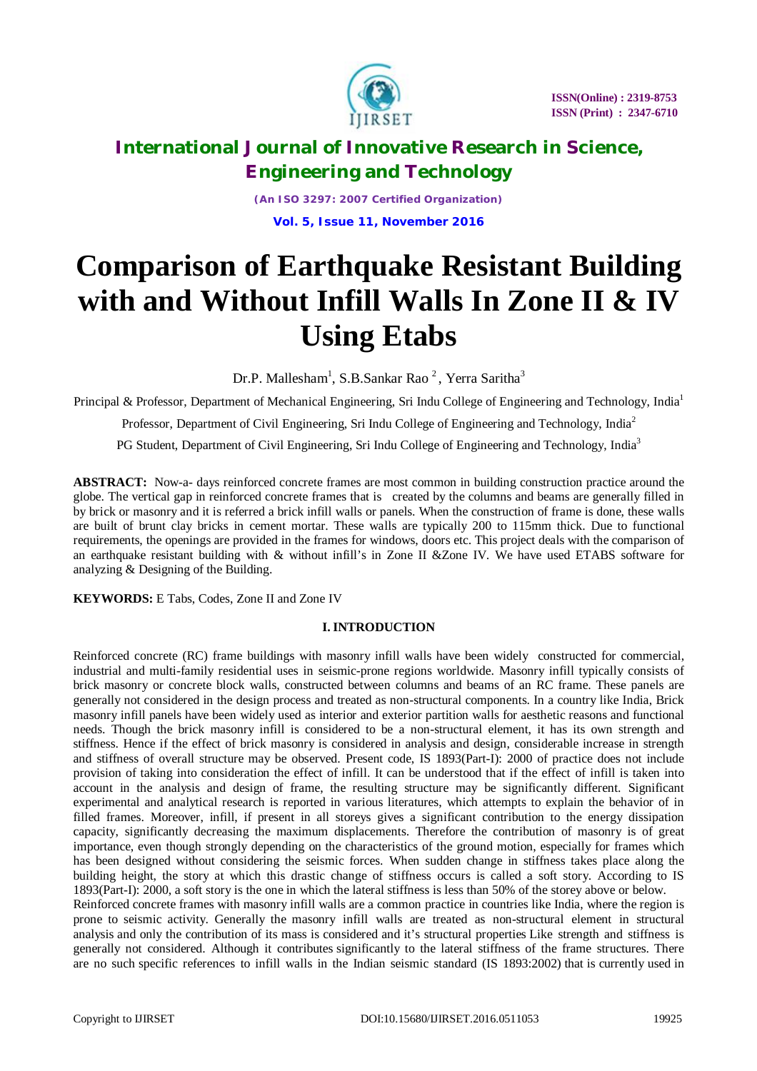# Comparison of Earthquake Resistant Building with and Without Infill Walls In Zone II & IV Using Etabs

Dr.P. Mallesham[1], S.B.Sankar Rao [2], Yerra Saritha[3]

Principal & Professor, Department of Mechanical Engineering, Sri Indu College of Engineering and Technology, India[1]

Professor, Department of Civil Engineering, Sri Indu College of Engineering and Technology, India[2]

PG Student, Department of Civil Engineering, Sri Indu College of Engineering and Technology, India[3]

**ABSTRACT:** Now-a- days reinforced concrete frames are most common in building construction practice around the globe. The vertical gap in reinforced concrete frames that is created by the columns and beams are generally filled in by brick or masonry and it is referred a brick infill walls or panels. When the construction of frame is done, these walls are built of brunt clay bricks in cement mortar. These walls are typically 200 to 115mm thick. Due to functional requirements, the openings are provided in the frames for windows, doors etc. This project deals with the comparison of an earthquake resistant building with & without infill's in Zone II &Zone IV. We have used ETABS software for analyzing & Designing of the Building.

**KEYWORDS:** E Tabs, Codes, Zone II and Zone IV

## I. INTRODUCTION

Reinforced concrete (RC) frame buildings with masonry infill walls have been widely constructed for commercial, industrial and multi-family residential uses in seismic-prone regions worldwide. Masonry infill typically consists of brick masonry or concrete block walls, constructed between columns and beams of an RC frame. These panels are generally not considered in the design process and treated as non-structural components. In a country like India, Brick masonry infill panels have been widely used as interior and exterior partition walls for aesthetic reasons and functional needs. Though the brick masonry infill is considered to be a non-structural element, it has its own strength and stiffness. Hence if the effect of brick masonry is considered in analysis and design, considerable increase in strength and stiffness of overall structure may be observed. Present code, IS 1893(Part-I): 2000 of practice does not include provision of taking into consideration the effect of infill. It can be understood that if the effect of infill is taken into account in the analysis and design of frame, the resulting structure may be significantly different. Significant experimental and analytical research is reported in various literatures, which attempts to explain the behavior of in filled frames. Moreover, infill, if present in all storeys gives a significant contribution to the energy dissipation capacity, significantly decreasing the maximum displacements. Therefore the contribution of masonry is of great importance, even though strongly depending on the characteristics of the ground motion, especially for frames which has been designed without considering the seismic forces. When sudden change in stiffness takes place along the building height, the story at which this drastic change of stiffness occurs is called a soft story. According to IS 1893(Part-I): 2000, a soft story is the one in which the lateral stiffness is less than 50% of the storey above or below.

Reinforced concrete frames with masonry infill walls are a common practice in countries like India, where the region is prone to seismic activity. Generally the masonry infill walls are treated as non-structural element in structural analysis and only the contribution of its mass is considered and it's structural properties Like strength and stiffness is generally not considered. Although it contributes significantly to the lateral stiffness of the frame structures. There are no such specific references to infill walls in the Indian seismic standard (IS 1893:2002) that is currently used in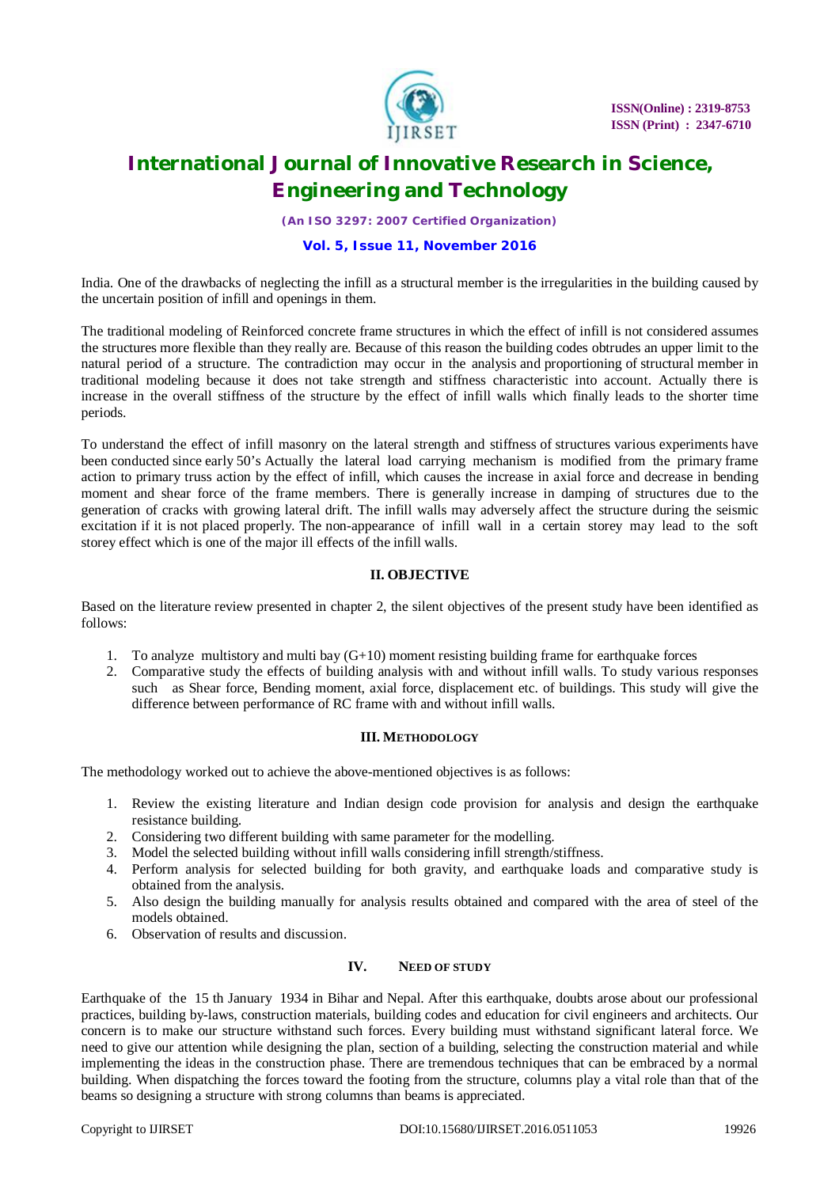India. One of the drawbacks of neglecting the infill as a structural member is the irregularities in the building caused by the uncertain position of infill and openings in them.

The traditional modeling of Reinforced concrete frame structures in which the effect of infill is not considered assumes the structures more flexible than they really are. Because of this reason the building codes obtrudes an upper limit to the natural period of a structure. The contradiction may occur in the analysis and proportioning of structural member in traditional modeling because it does not take strength and stiffness characteristic into account. Actually there is increase in the overall stiffness of the structure by the effect of infill walls which finally leads to the shorter time periods.

To understand the effect of infill masonry on the lateral strength and stiffness of structures various experiments have been conducted since early 50's Actually the lateral load carrying mechanism is modified from the primary frame action to primary truss action by the effect of infill, which causes the increase in axial force and decrease in bending moment and shear force of the frame members. There is generally increase in damping of structures due to the generation of cracks with growing lateral drift. The infill walls may adversely affect the structure during the seismic excitation if it is not placed properly. The non-appearance of infill wall in a certain storey may lead to the soft storey effect which is one of the major ill effects of the infill walls.

## II. OBJECTIVE

Based on the literature review presented in chapter 2, the silent objectives of the present study have been identified as follows:

1. To analyze multistory and multi bay (G+10) moment resisting building frame for earthquake forces
2. Comparative study the effects of building analysis with and without infill walls. To study various responses such as Shear force, Bending moment, axial force, displacement etc. of buildings. This study will give the difference between performance of RC frame with and without infill walls.

## III. METHODOLOGY

The methodology worked out to achieve the above-mentioned objectives is as follows:

1. Review the existing literature and Indian design code provision for analysis and design the earthquake resistance building.
2. Considering two different building with same parameter for the modelling.
3. Model the selected building without infill walls considering infill strength/stiffness.
4. Perform analysis for selected building for both gravity, and earthquake loads and comparative study is obtained from the analysis.
5. Also design the building manually for analysis results obtained and compared with the area of steel of the models obtained.
6. Observation of results and discussion.

## IV. NEED OF STUDY

Earthquake of the 15 th January 1934 in Bihar and Nepal. After this earthquake, doubts arose about our professional practices, building by-laws, construction materials, building codes and education for civil engineers and architects. Our concern is to make our structure withstand such forces. Every building must withstand significant lateral force. We need to give our attention while designing the plan, section of a building, selecting the construction material and while implementing the ideas in the construction phase. There are tremendous techniques that can be embraced by a normal building. When dispatching the forces toward the footing from the structure, columns play a vital role than that of the beams so designing a structure with strong columns than beams is appreciated.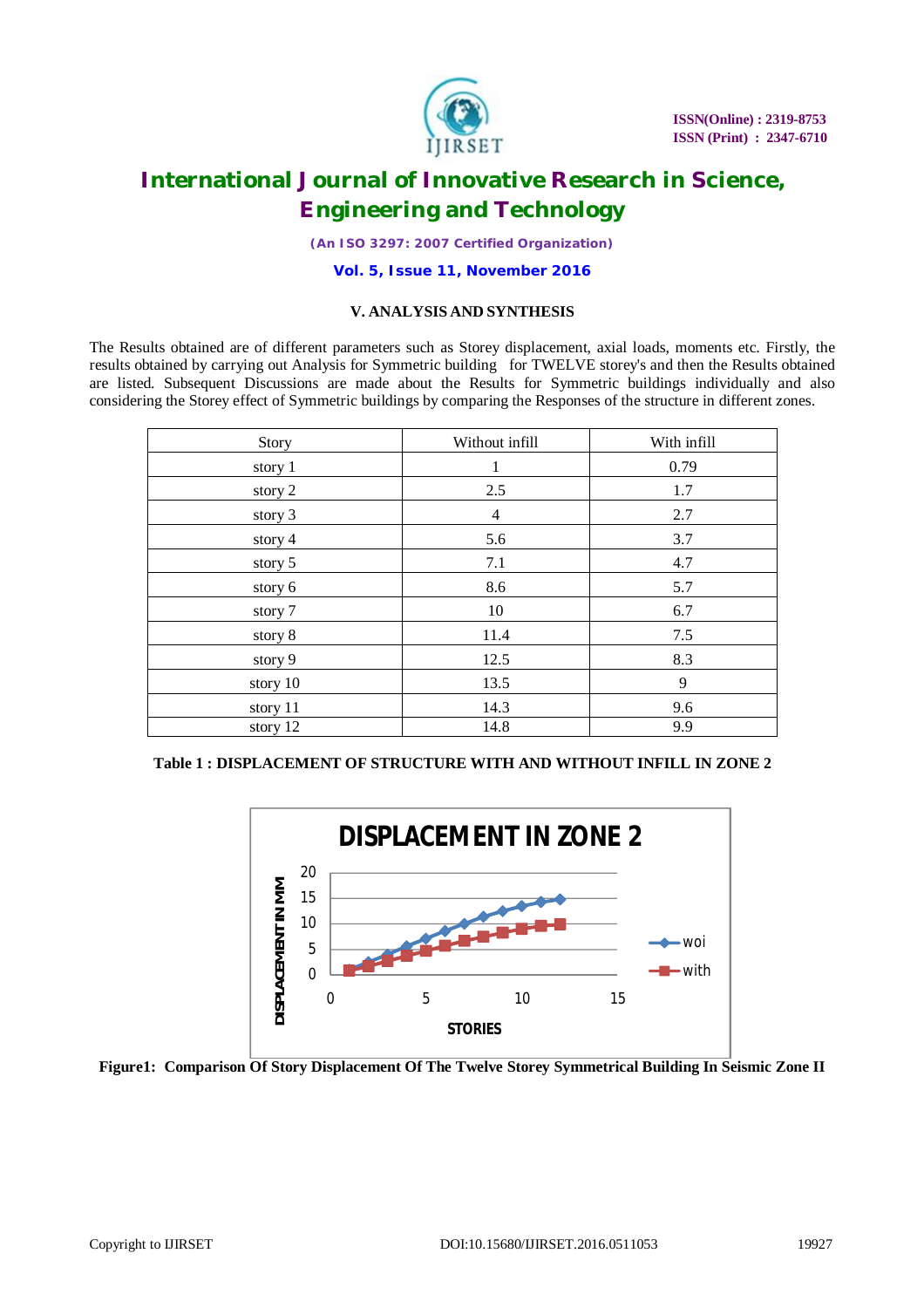### V. ANALYSIS AND SYNTHESIS

The Results obtained are of different parameters such as Storey displacement, axial loads, moments etc. Firstly, the results obtained by carrying out Analysis for Symmetric building for TWELVE storey's and then the Results obtained are listed. Subsequent Discussions are made about the Results for Symmetric buildings individually and also considering the Storey effect of Symmetric buildings by comparing the Responses of the structure in different zones.

| Story | Without infill | With infill |
|---|---|---|
| story 1 | 1 | 0.79 |
| story 2 | 2.5 | 1.7 |
| story 3 | 4 | 2.7 |
| story 4 | 5.6 | 3.7 |
| story 5 | 7.1 | 4.7 |
| story 6 | 8.6 | 5.7 |
| story 7 | 10 | 6.7 |
| story 8 | 11.4 | 7.5 |
| story 9 | 12.5 | 8.3 |
| story 10 | 13.5 | 9 |
| story 11 | 14.3 | 9.6 |
| story 12 | 14.8 | 9.9 |

**Table 1 : DISPLACEMENT OF STRUCTURE WITH AND WITHOUT INFILL IN ZONE 2**

**Figure1: Comparison Of Story Displacement Of The Twelve Storey Symmetrical Building In Seismic Zone II**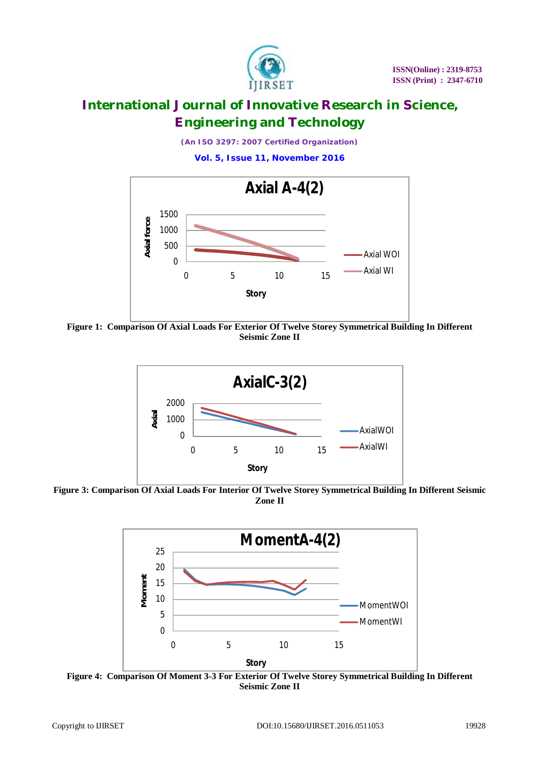Figure 1: Comparison Of Axial Loads For Exterior Of Twelve Storey Symmetrical Building In Different Seismic Zone II

Figure 3: Comparison Of Axial Loads For Interior Of Twelve Storey Symmetrical Building In Different Seismic Zone II

Figure 4: Comparison Of Moment 3-3 For Exterior Of Twelve Storey Symmetrical Building In Different Seismic Zone II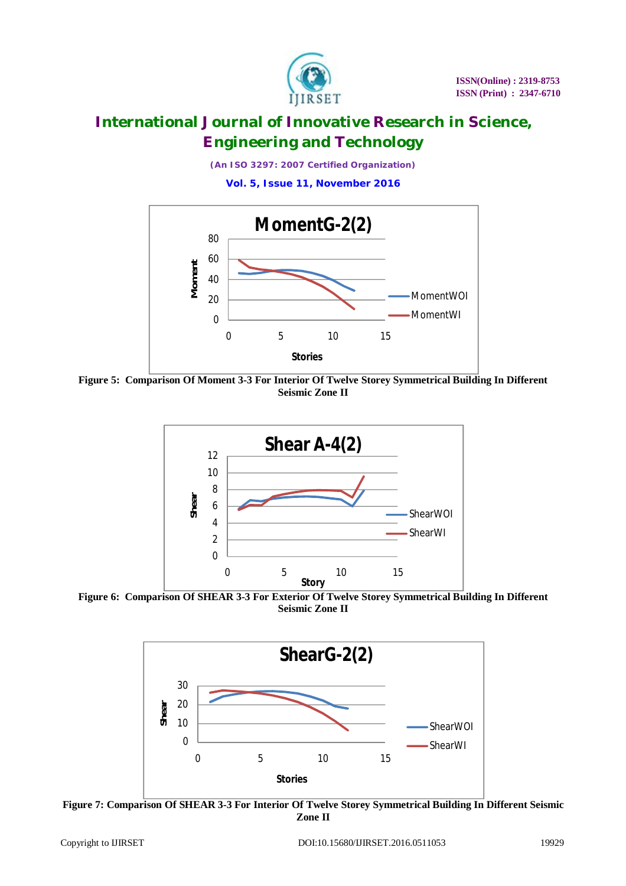Figure 5: Comparison Of Moment 3-3 For Interior Of Twelve Storey Symmetrical Building In Different Seismic Zone II

Figure 6: Comparison Of SHEAR 3-3 For Exterior Of Twelve Storey Symmetrical Building In Different Seismic Zone II

Figure 7: Comparison Of SHEAR 3-3 For Interior Of Twelve Storey Symmetrical Building In Different Seismic Zone II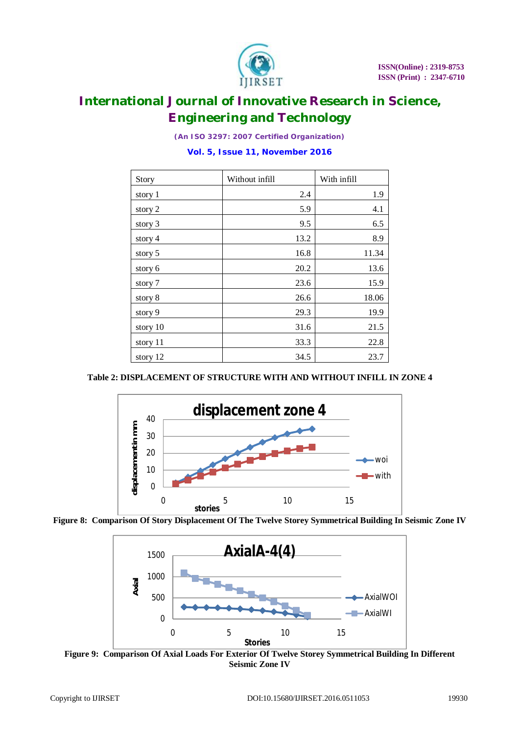| Story | Without infill | With infill |
|---|---|---|
| story 1 | 2.4 | 1.9 |
| story 2 | 5.9 | 4.1 |
| story 3 | 9.5 | 6.5 |
| story 4 | 13.2 | 8.9 |
| story 5 | 16.8 | 11.34 |
| story 6 | 20.2 | 13.6 |
| story 7 | 23.6 | 15.9 |
| story 8 | 26.6 | 18.06 |
| story 9 | 29.3 | 19.9 |
| story 10 | 31.6 | 21.5 |
| story 11 | 33.3 | 22.8 |
| story 12 | 34.5 | 23.7 |

**Table 2: DISPLACEMENT OF STRUCTURE WITH AND WITHOUT INFILL IN ZONE 4**

**Figure 8: Comparison Of Story Displacement Of The Twelve Storey Symmetrical Building In Seismic Zone IV**

**Figure 9: Comparison Of Axial Loads For Exterior Of Twelve Storey Symmetrical Building In Different Seismic Zone IV**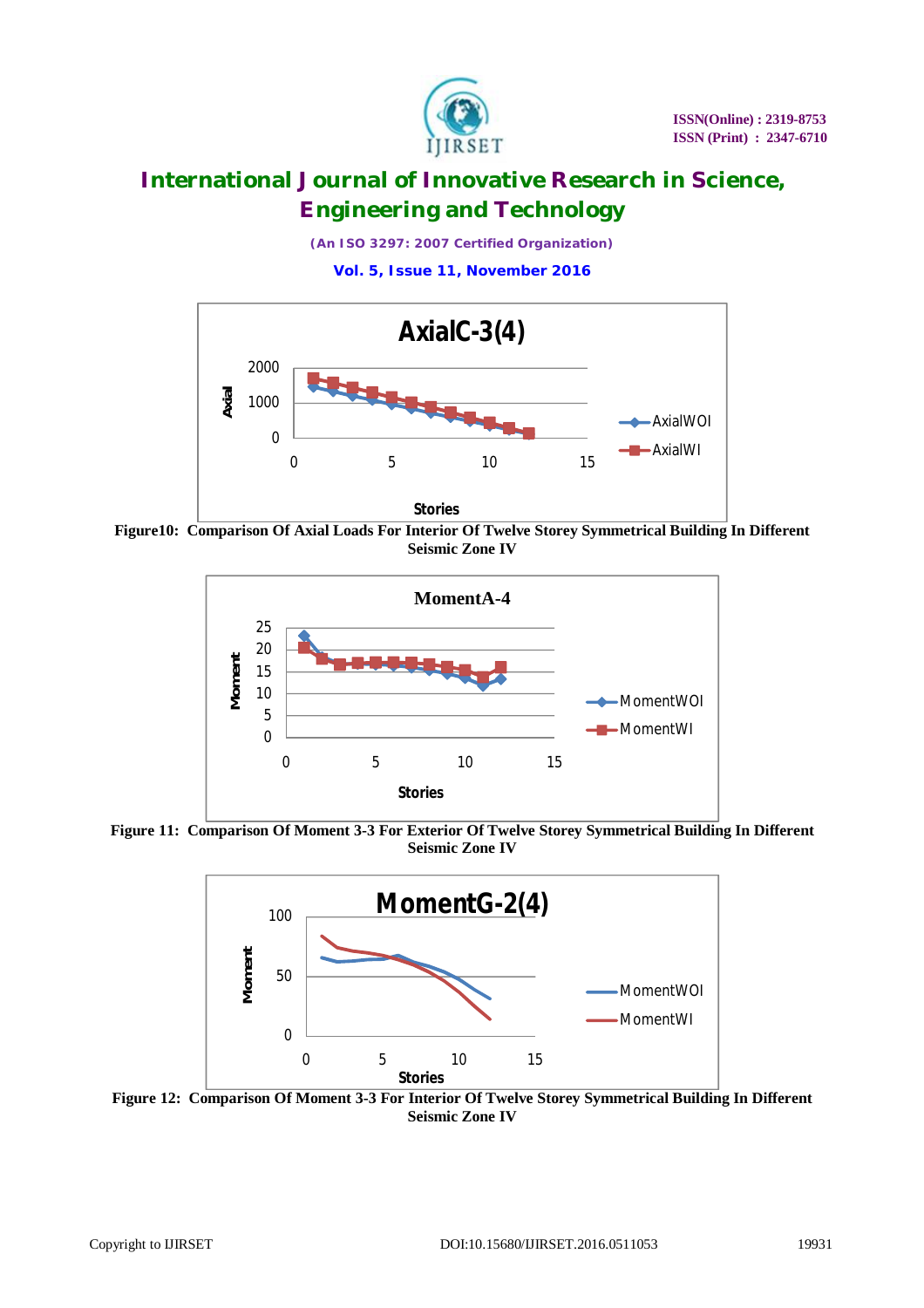**Figure10: Comparison Of Axial Loads For Interior Of Twelve Storey Symmetrical Building In Different Seismic Zone IV**

**Figure 11: Comparison Of Moment 3-3 For Exterior Of Twelve Storey Symmetrical Building In Different Seismic Zone IV**

**Figure 12: Comparison Of Moment 3-3 For Interior Of Twelve Storey Symmetrical Building In Different Seismic Zone IV**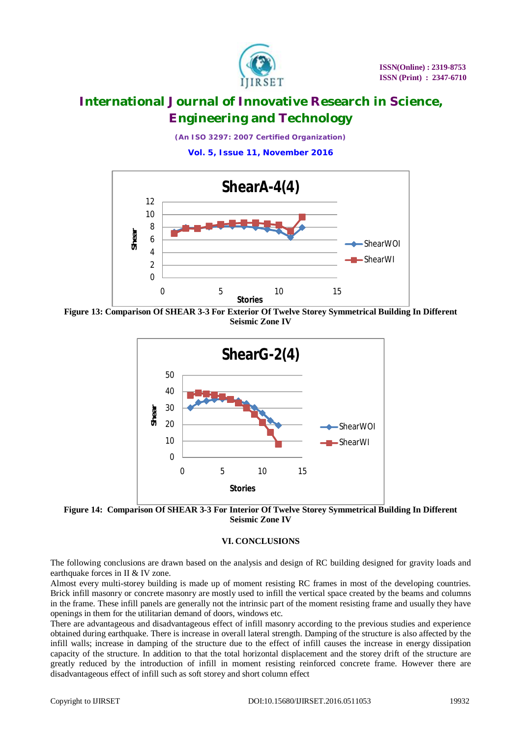**Figure 13: Comparison Of SHEAR 3-3 For Exterior Of Twelve Storey Symmetrical Building In Different Seismic Zone IV**

**Figure 14: Comparison Of SHEAR 3-3 For Interior Of Twelve Storey Symmetrical Building In Different Seismic Zone IV**

## VI. CONCLUSIONS

The following conclusions are drawn based on the analysis and design of RC building designed for gravity loads and earthquake forces in II & IV zone.

Almost every multi-storey building is made up of moment resisting RC frames in most of the developing countries. Brick infill masonry or concrete masonry are mostly used to infill the vertical space created by the beams and columns in the frame. These infill panels are generally not the intrinsic part of the moment resisting frame and usually they have openings in them for the utilitarian demand of doors, windows etc.

There are advantageous and disadvantageous effect of infill masonry according to the previous studies and experience obtained during earthquake. There is increase in overall lateral strength. Damping of the structure is also affected by the infill walls; increase in damping of the structure due to the effect of infill causes the increase in energy dissipation capacity of the structure. In addition to that the total horizontal displacement and the storey drift of the structure are greatly reduced by the introduction of infill in moment resisting reinforced concrete frame. However there are disadvantageous effect of infill such as soft storey and short column effect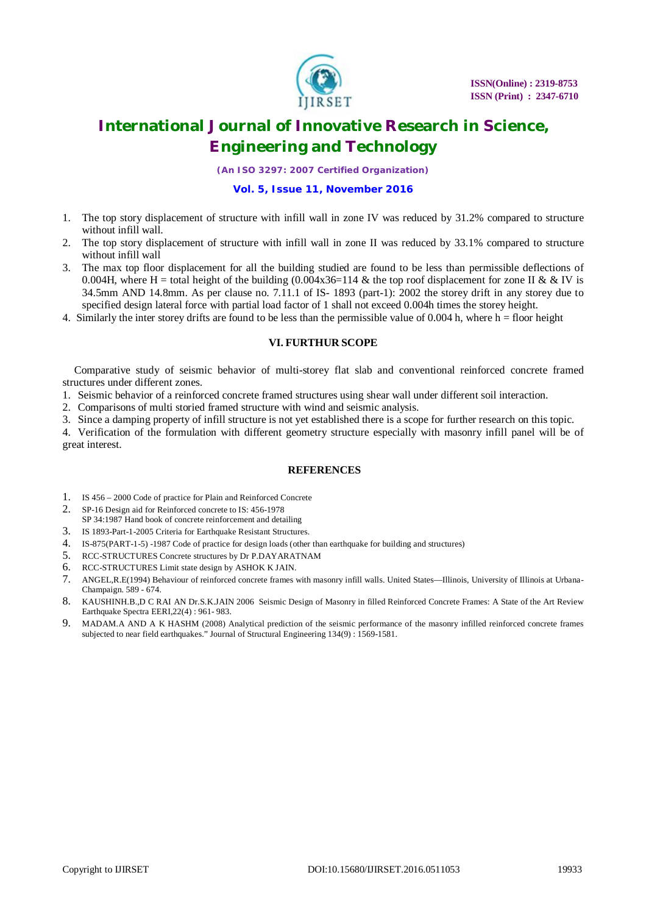1. The top story displacement of structure with infill wall in zone IV was reduced by 31.2% compared to structure without infill wall.
2. The top story displacement of structure with infill wall in zone II was reduced by 33.1% compared to structure without infill wall
3. The max top floor displacement for all the building studied are found to be less than permissible deflections of 0.004H, where H = total height of the building (0.004x36=114 & the top roof displacement for zone II & & IV is 34.5mm AND 14.8mm. As per clause no. 7.11.1 of IS- 1893 (part-1): 2002 the storey drift in any storey due to specified design lateral force with partial load factor of 1 shall not exceed 0.004h times the storey height.
4. Similarly the inter storey drifts are found to be less than the permissible value of 0.004 h, where h = floor height

## VI. FURTHUR SCOPE

Comparative study of seismic behavior of multi-storey flat slab and conventional reinforced concrete framed structures under different zones.

1. Seismic behavior of a reinforced concrete framed structures using shear wall under different soil interaction.
2. Comparisons of multi storied framed structure with wind and seismic analysis.
3. Since a damping property of infill structure is not yet established there is a scope for further research on this topic.
4. Verification of the formulation with different geometry structure especially with masonry infill panel will be of great interest.

## REFERENCES

1. IS 456 – 2000 Code of practice for Plain and Reinforced Concrete
2. SP-16 Design aid for Reinforced concrete to IS: 456-1978
   SP 34:1987 Hand book of concrete reinforcement and detailing
3. IS 1893-Part-1-2005 Criteria for Earthquake Resistant Structures.
4. IS-875(PART-1-5) -1987 Code of practice for design loads (other than earthquake for building and structures)
5. RCC-STRUCTURES Concrete structures by Dr P.DAYARATNAM
6. RCC-STRUCTURES Limit state design by ASHOK K JAIN.
7. ANGEL,R.E(1994) Behaviour of reinforced concrete frames with masonry infill walls. United States—Illinois, University of Illinois at Urbana-Champaign. 589 - 674.
8. KAUSHINH.B.,D C RAI AN Dr.S.K.JAIN 2006 Seismic Design of Masonry in filled Reinforced Concrete Frames: A State of the Art Review Earthquake Spectra EERI,22(4) : 961- 983.
9. MADAM.A AND A K HASHM (2008) Analytical prediction of the seismic performance of the masonry infilled reinforced concrete frames subjected to near field earthquakes." Journal of Structural Engineering 134(9) : 1569-1581.